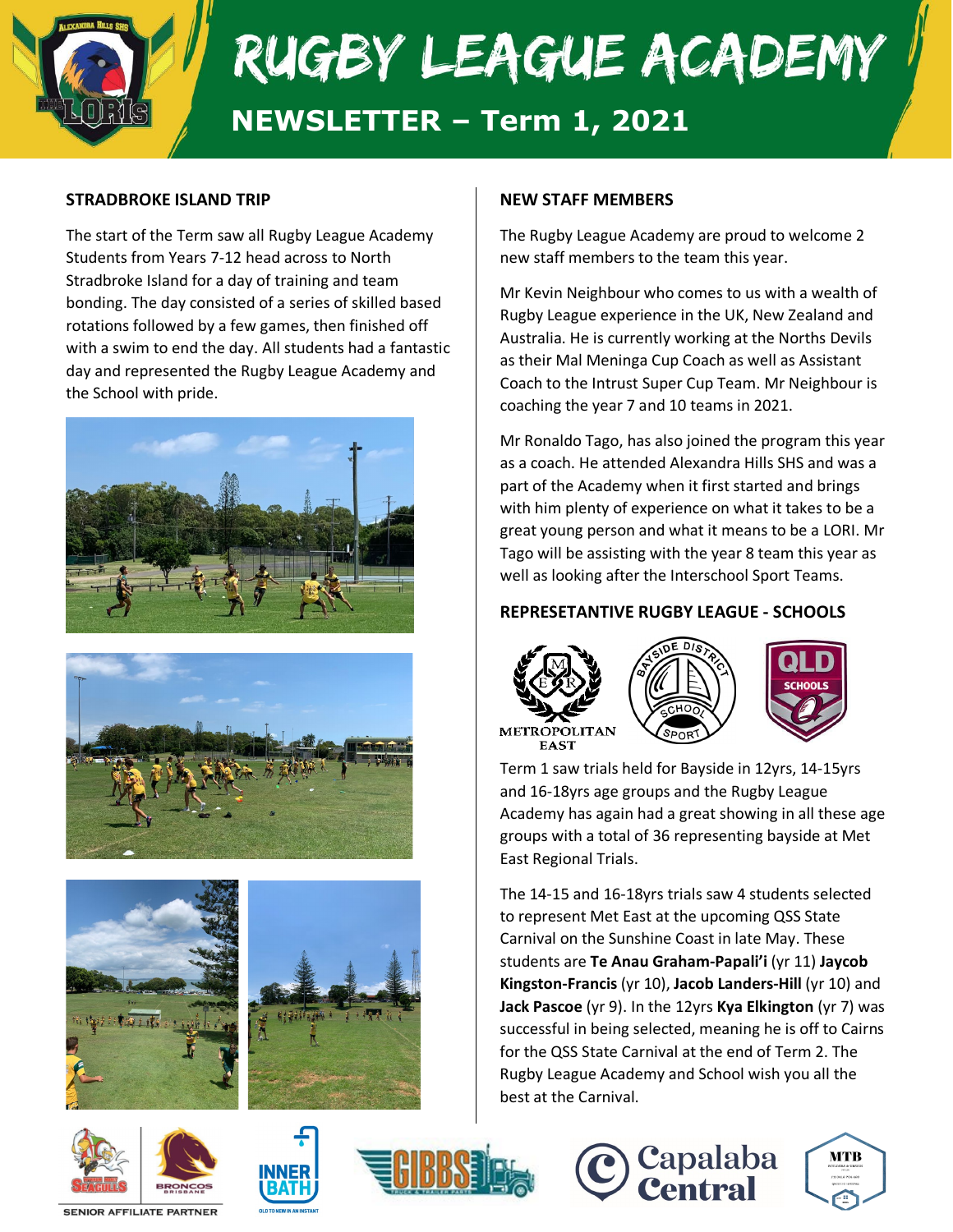# RUGBY LEAGUE ACADEMY

## NEWSLETTER – Term 1, 2021

### STRADBROKE ISLAND TRIP

The start of the Term saw all Rugby League Academy Students from Years 7-12 head across to North Stradbroke Island for a day of training and team bonding. The day consisted of a series of skilled based rotations followed by a few games, then finished off with a swim to end the day. All students had a fantastic day and represented the Rugby League Academy and the School with pride.

### NEW STAFF MEMBERS

The Rugby League Academy are proud to welcome 2 new staff members to the team this year.

Mr Kevin Neighbour who comes to us with a wealth of Rugby League experience in the UK, New Zealand and Australia. He is currently working at the Norths Devils as their Mal Meninga Cup Coach as well as Assistant Coach to the Intrust Super Cup Team. Mr Neighbour is coaching the year 7 and 10 teams in 2021.

Mr Ronaldo Tago, has also joined the program this year as a coach. He attended Alexandra Hills SHS and was a part of the Academy when it first started and brings with him plenty of experience on what it takes to be a great young person and what it means to be a LORI. Mr Tago will be assisting with the year 8 team this year as well as looking after the Interschool Sport Teams.

### REPRESETANTIVE RUGBY LEAGUE - SCHOOLS

Term 1 saw trials held for Bayside in 12yrs, 14-15yrs and 16-18yrs age groups and the Rugby League Academy has again had a great showing in all these age groups with a total of 36 representing bayside at Met East Regional Trials.

The 14-15 and 16-18yrs trials saw 4 students selected to represent Met East at the upcoming QSS State Carnival on the Sunshine Coast in late May. These students are **Te Anau Graham-Papali'i** (yr 11) **Jaycob Kingston-Francis** (yr 10), **Jacob Landers-Hill** (yr 10) and **Jack Pascoe** (yr 9). In the 12yrs **Kya Elkington** (yr 7) was successful in being selected, meaning he is off to Cairns for the QSS State Carnival at the end of Term 2. The Rugby League Academy and School wish you all the best at the Carnival.

SENIOR AFFILIATE PARTNER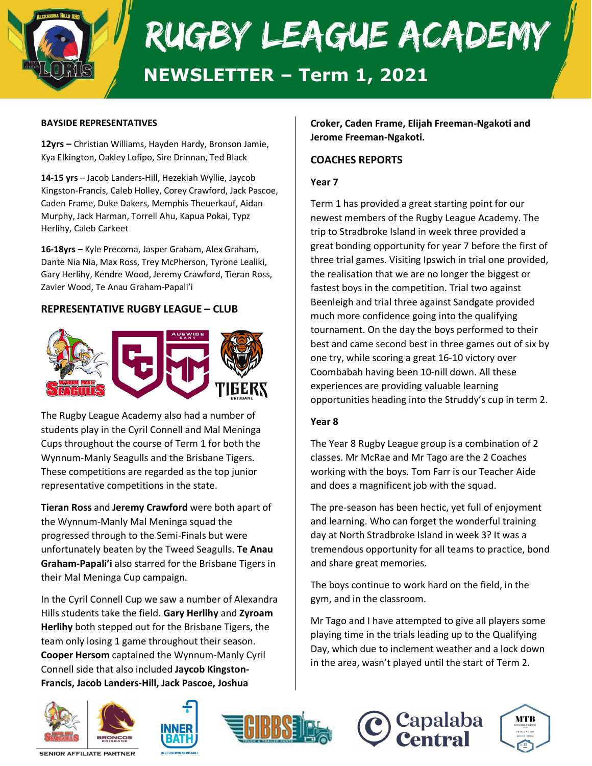# RUGBY LEAGUE ACADEMY

## NEWSLETTER – Term 1, 2021

**BAYSIDE REPRESENTATIVES**

**12yrs –** Christian Williams, Hayden Hardy, Bronson Jamie, Kya Elkington, Oakley Lofipo, Sire Drinnan, Ted Black

**14-15 yrs** – Jacob Landers-Hill, Hezekiah Wyllie, Jaycob Kingston-Francis, Caleb Holley, Corey Crawford, Jack Pascoe, Caden Frame, Duke Dakers, Memphis Theuerkauf, Aidan Murphy, Jack Harman, Torrell Ahu, Kapua Pokai, Typz Herlihy, Caleb Carkeet

**16-18yrs** – Kyle Precoma, Jasper Graham, Alex Graham, Dante Nia Nia, Max Ross, Trey McPherson, Tyrone Lealiki, Gary Herlihy, Kendre Wood, Jeremy Crawford, Tieran Ross, Zavier Wood, Te Anau Graham-Papali'i

### REPRESENTATIVE RUGBY LEAGUE – CLUB

The Rugby League Academy also had a number of students play in the Cyril Connell and Mal Meninga Cups throughout the course of Term 1 for both the Wynnum-Manly Seagulls and the Brisbane Tigers. These competitions are regarded as the top junior representative competitions in the state.

**Tieran Ross** and **Jeremy Crawford** were both apart of the Wynnum-Manly Mal Meninga squad the progressed through to the Semi-Finals but were unfortunately beaten by the Tweed Seagulls. **Te Anau Graham-Papali'i** also starred for the Brisbane Tigers in their Mal Meninga Cup campaign.

In the Cyril Connell Cup we saw a number of Alexandra Hills students take the field. **Gary Herlihy** and **Zyroam Herlihy** both stepped out for the Brisbane Tigers, the team only losing 1 game throughout their season. **Cooper Hersom** captained the Wynnum-Manly Cyril Connell side that also included **Jaycob Kingston-Francis, Jacob Landers-Hill, Jack Pascoe, Joshua Croker, Caden Frame, Elijah Freeman-Ngakoti and Jerome Freeman-Ngakoti.**

### COACHES REPORTS

**Year 7**

Term 1 has provided a great starting point for our newest members of the Rugby League Academy. The trip to Stradbroke Island in week three provided a great bonding opportunity for year 7 before the first of three trial games. Visiting Ipswich in trial one provided, the realisation that we are no longer the biggest or fastest boys in the competition. Trial two against Beenleigh and trial three against Sandgate provided much more confidence going into the qualifying tournament. On the day the boys performed to their best and came second best in three games out of six by one try, while scoring a great 16-10 victory over Coombabah having been 10-nill down. All these experiences are providing valuable learning opportunities heading into the Struddy's cup in term 2.

**Year 8**

The Year 8 Rugby League group is a combination of 2 classes. Mr McRae and Mr Tago are the 2 Coaches working with the boys. Tom Farr is our Teacher Aide and does a magnificent job with the squad.

The pre-season has been hectic, yet full of enjoyment and learning. Who can forget the wonderful training day at North Stradbroke Island in week 3? It was a tremendous opportunity for all teams to practice, bond and share great memories.

The boys continue to work hard on the field, in the gym, and in the classroom.

Mr Tago and I have attempted to give all players some playing time in the trials leading up to the Qualifying Day, which due to inclement weather and a lock down in the area, wasn't played until the start of Term 2.

SENIOR AFFILIATE PARTNER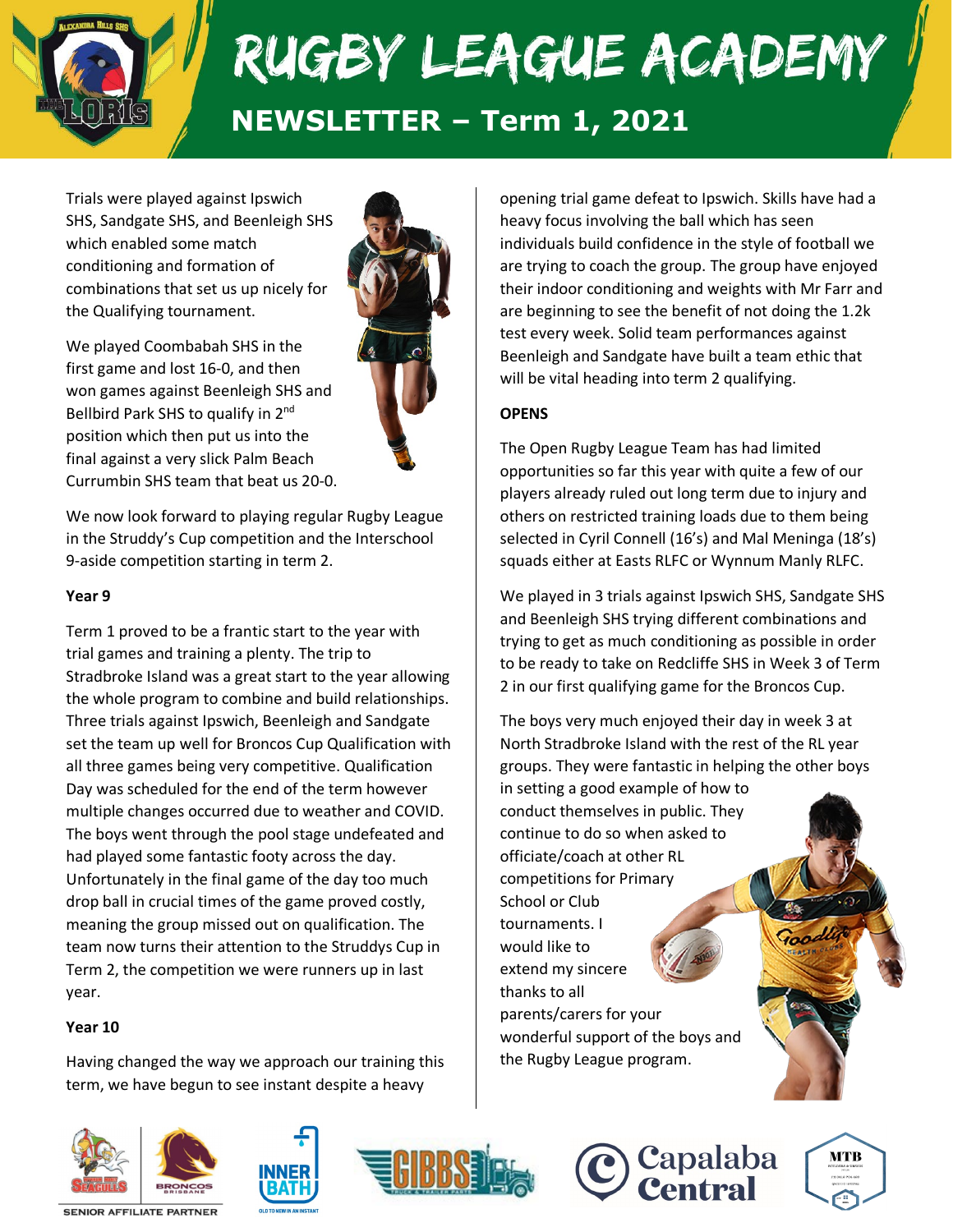# RUGBY LEAGUE ACADEMY

## NEWSLETTER – Term 1, 2021

Trials were played against Ipswich SHS, Sandgate SHS, and Beenleigh SHS which enabled some match conditioning and formation of combinations that set us up nicely for the Qualifying tournament.

We played Coombabah SHS in the first game and lost 16-0, and then won games against Beenleigh SHS and Bellbird Park SHS to qualify in 2nd position which then put us into the final against a very slick Palm Beach Currumbin SHS team that beat us 20-0.

We now look forward to playing regular Rugby League in the Struddy's Cup competition and the Interschool 9-aside competition starting in term 2.

**Year 9**

Term 1 proved to be a frantic start to the year with trial games and training a plenty. The trip to Stradbroke Island was a great start to the year allowing the whole program to combine and build relationships. Three trials against Ipswich, Beenleigh and Sandgate set the team up well for Broncos Cup Qualification with all three games being very competitive. Qualification Day was scheduled for the end of the term however multiple changes occurred due to weather and COVID. The boys went through the pool stage undefeated and had played some fantastic footy across the day. Unfortunately in the final game of the day too much drop ball in crucial times of the game proved costly, meaning the group missed out on qualification. The team now turns their attention to the Struddys Cup in Term 2, the competition we were runners up in last year.

**Year 10**

Having changed the way we approach our training this term, we have begun to see instant despite a heavy opening trial game defeat to Ipswich. Skills have had a heavy focus involving the ball which has seen individuals build confidence in the style of football we are trying to coach the group. The group have enjoyed their indoor conditioning and weights with Mr Farr and are beginning to see the benefit of not doing the 1.2k test every week. Solid team performances against Beenleigh and Sandgate have built a team ethic that will be vital heading into term 2 qualifying.

**OPENS**

The Open Rugby League Team has had limited opportunities so far this year with quite a few of our players already ruled out long term due to injury and others on restricted training loads due to them being selected in Cyril Connell (16's) and Mal Meninga (18's) squads either at Easts RLFC or Wynnum Manly RLFC.

We played in 3 trials against Ipswich SHS, Sandgate SHS and Beenleigh SHS trying different combinations and trying to get as much conditioning as possible in order to be ready to take on Redcliffe SHS in Week 3 of Term 2 in our first qualifying game for the Broncos Cup.

The boys very much enjoyed their day in week 3 at North Stradbroke Island with the rest of the RL year groups. They were fantastic in helping the other boys in setting a good example of how to conduct themselves in public. They continue to do so when asked to officiate/coach at other RL competitions for Primary School or Club tournaments. I would like to extend my sincere thanks to all parents/carers for your wonderful support of the boys and the Rugby League program.

SENIOR AFFILIATE PARTNER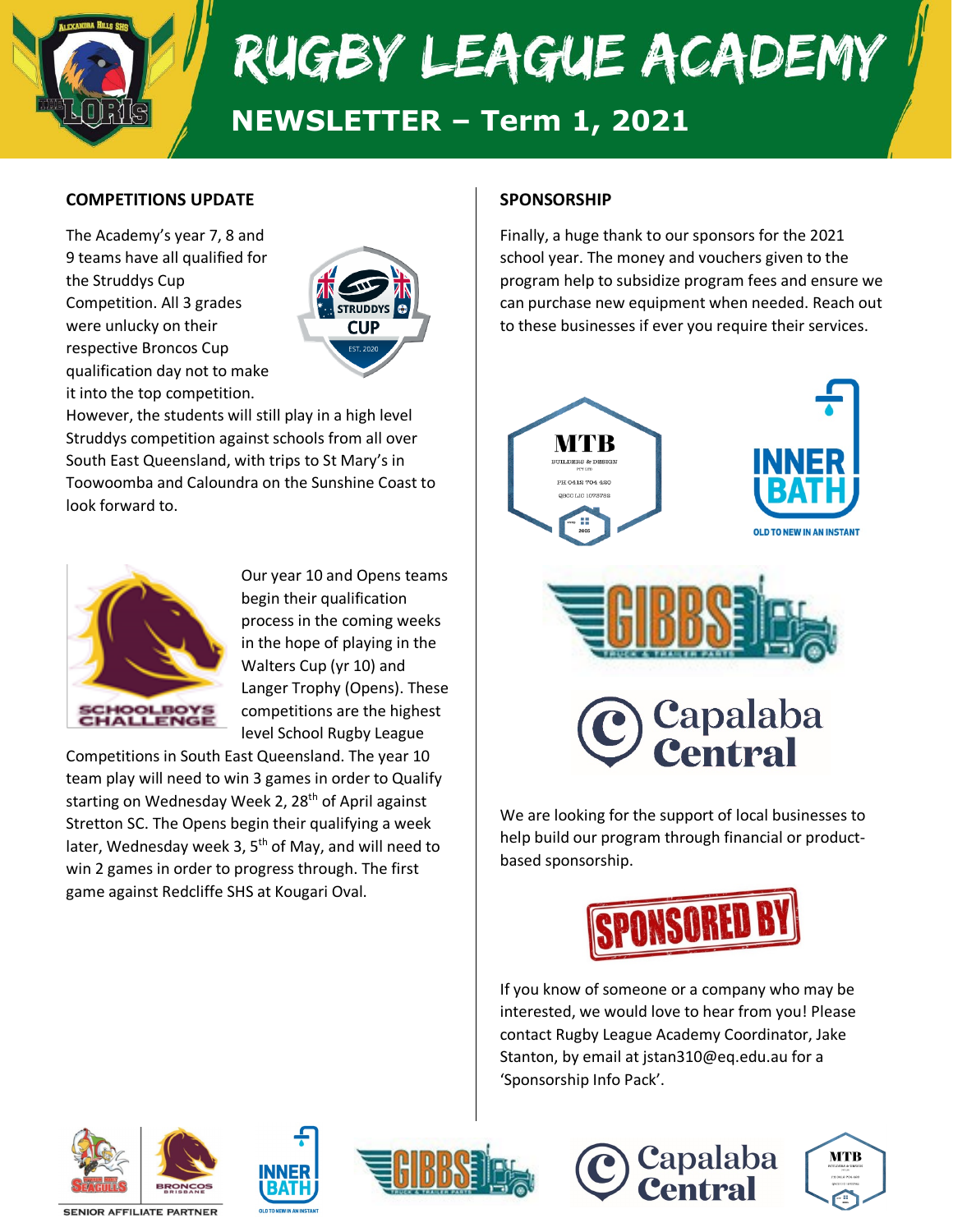# RUGBY LEAGUE ACADEMY

## NEWSLETTER – Term 1, 2021

### COMPETITIONS UPDATE

The Academy's year 7, 8 and 9 teams have all qualified for the Struddys Cup Competition. All 3 grades were unlucky on their respective Broncos Cup qualification day not to make it into the top competition. However, the students will still play in a high level Struddys competition against schools from all over South East Queensland, with trips to St Mary's in Toowoomba and Caloundra on the Sunshine Coast to look forward to.

Our year 10 and Opens teams begin their qualification process in the coming weeks in the hope of playing in the Walters Cup (yr 10) and Langer Trophy (Opens). These competitions are the highest level School Rugby League Competitions in South East Queensland. The year 10 team play will need to win 3 games in order to Qualify starting on Wednesday Week 2, 28th of April against Stretton SC. The Opens begin their qualifying a week later, Wednesday week 3, 5th of May, and will need to win 2 games in order to progress through. The first game against Redcliffe SHS at Kougari Oval.

### SPONSORSHIP

Finally, a huge thank to our sponsors for the 2021 school year. The money and vouchers given to the program help to subsidize program fees and ensure we can purchase new equipment when needed. Reach out to these businesses if ever you require their services.

We are looking for the support of local businesses to help build our program through financial or product-based sponsorship.

SPONSORED BY

If you know of someone or a company who may be interested, we would love to hear from you! Please contact Rugby League Academy Coordinator, Jake Stanton, by email at jstan310@eq.edu.au for a 'Sponsorship Info Pack'.

SENIOR AFFILIATE PARTNER